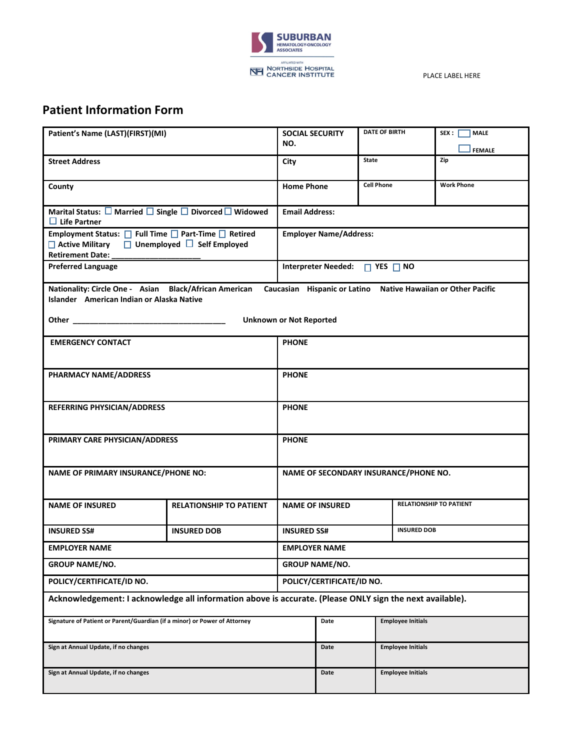SUBURBAN HEMATOLOGY-ONCOLOGY ASSOCIATES

AFFILIATED WITH NORTHSIDE HOSPITAL CANCER INSTITUTE

PLACE LABEL HERE

# Patient Information Form

| Patient's Name (LAST)(FIRST)(MI) | SOCIAL SECURITY NO. | DATE OF BIRTH | SEX : ☐ MALE ☐ FEMALE |
|---|---|---|---|
| Street Address | City | State | Zip |
| County | Home Phone | Cell Phone | Work Phone |
| Marital Status: ☐ Married ☐ Single ☐ Divorced ☐ Widowed ☐ Life Partner | Email Address: | | |
| Employment Status: ☐ Full Time ☐ Part-Time ☐ Retired ☐ Active Military ☐ Unemployed ☐ Self Employed Retirement Date: ____________________ | Employer Name/Address: | | |
| Preferred Language | Interpreter Needed: ☐ YES ☐ NO | | |

Nationality: Circle One - Asian Black/African American Caucasian Hispanic or Latino Native Hawaiian or Other Pacific Islander American Indian or Alaska Native

Other ____________________________________ Unknown or Not Reported

| EMERGENCY CONTACT | PHONE |
|---|---|
| PHARMACY NAME/ADDRESS | PHONE |
| REFERRING PHYSICIAN/ADDRESS | PHONE |
| PRIMARY CARE PHYSICIAN/ADDRESS | PHONE |

| NAME OF PRIMARY INSURANCE/PHONE NO: | | NAME OF SECONDARY INSURANCE/PHONE NO. | |
|---|---|---|---|
| NAME OF INSURED | RELATIONSHIP TO PATIENT | NAME OF INSURED | RELATIONSHIP TO PATIENT |
| INSURED SS# | INSURED DOB | INSURED SS# | INSURED DOB |
| EMPLOYER NAME | | EMPLOYER NAME | |
| GROUP NAME/NO. | | GROUP NAME/NO. | |
| POLICY/CERTIFICATE/ID NO. | | POLICY/CERTIFICATE/ID NO. | |

**Acknowledgement: I acknowledge all information above is accurate. (Please ONLY sign the next available).**

| Signature of Patient or Parent/Guardian (if a minor) or Power of Attorney | Date | Employee Initials |
|---|---|---|
| Sign at Annual Update, if no changes | Date | Employee Initials |
| Sign at Annual Update, if no changes | Date | Employee Initials |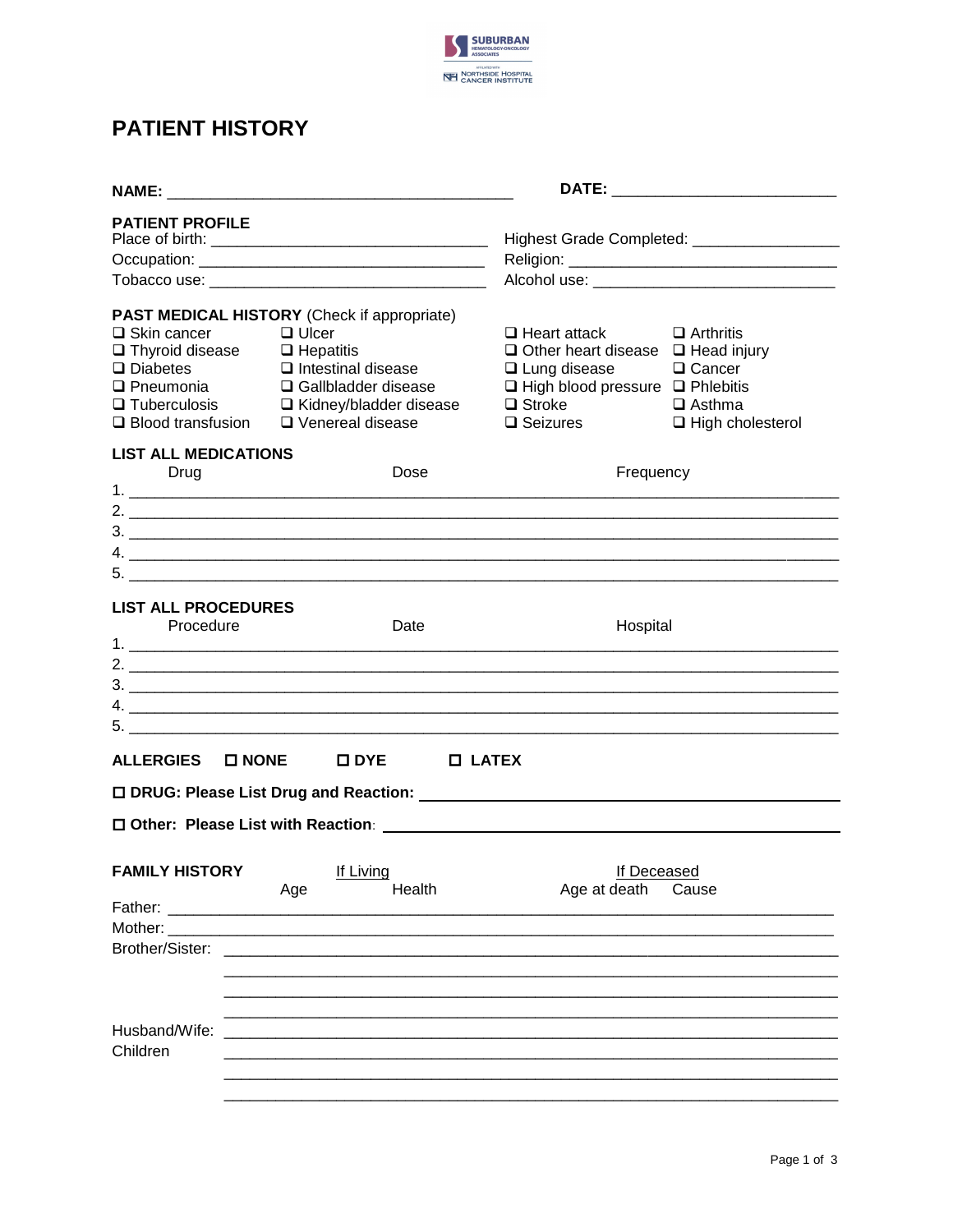SUBURBAN HEMATOLOGY-ONCOLOGY ASSOCIATES
NORTHSIDE HOSPITAL CANCER INSTITUTE

# PATIENT HISTORY

**NAME:** ________________________________________ **DATE:** ________________________

## PATIENT PROFILE

Place of birth: ______________________________ Highest Grade Completed: ________________

Occupation: ______________________________ Religion: ______________________________

Tobacco use: ______________________________ Alcohol use: ______________________________

## PAST MEDICAL HISTORY (Check if appropriate)

- ❑ Skin cancer
- ❑ Thyroid disease
- ❑ Diabetes
- ❑ Pneumonia
- ❑ Tuberculosis
- ❑ Blood transfusion
- ❑ Ulcer
- ❑ Hepatitis
- ❑ Intestinal disease
- ❑ Gallbladder disease
- ❑ Kidney/bladder disease
- ❑ Venereal disease
- ❑ Heart attack
- ❑ Other heart disease
- ❑ Lung disease
- ❑ High blood pressure
- ❑ Stroke
- ❑ Seizures
- ❑ Arthritis
- ❑ Head injury
- ❑ Cancer
- ❑ Phlebitis
- ❑ Asthma
- ❑ High cholesterol

## LIST ALL MEDICATIONS

| | Drug | Dose | Frequency |
|---|---|---|---|
| 1. | | | |
| 2. | | | |
| 3. | | | |
| 4. | | | |
| 5. | | | |

## LIST ALL PROCEDURES

| | Procedure | Date | Hospital |
|---|---|---|---|
| 1. | | | |
| 2. | | | |
| 3. | | | |
| 4. | | | |
| 5. | | | |

**ALLERGIES** ☐ **NONE** ☐ **DYE** ☐ **LATEX**

☐ **DRUG: Please List Drug and Reaction:** ________________________________________

☐ **Other: Please List with Reaction**: ________________________________________

## FAMILY HISTORY

| | If Living: Age | If Living: Health | If Deceased: Age at death | If Deceased: Cause |
|---|---|---|---|---|
| Father: | | | | |
| Mother: | | | | |
| Brother/Sister: | | | | |
| | | | | |
| | | | | |
| | | | | |
| Husband/Wife: | | | | |
| Children | | | | |
| | | | | |
| | | | | |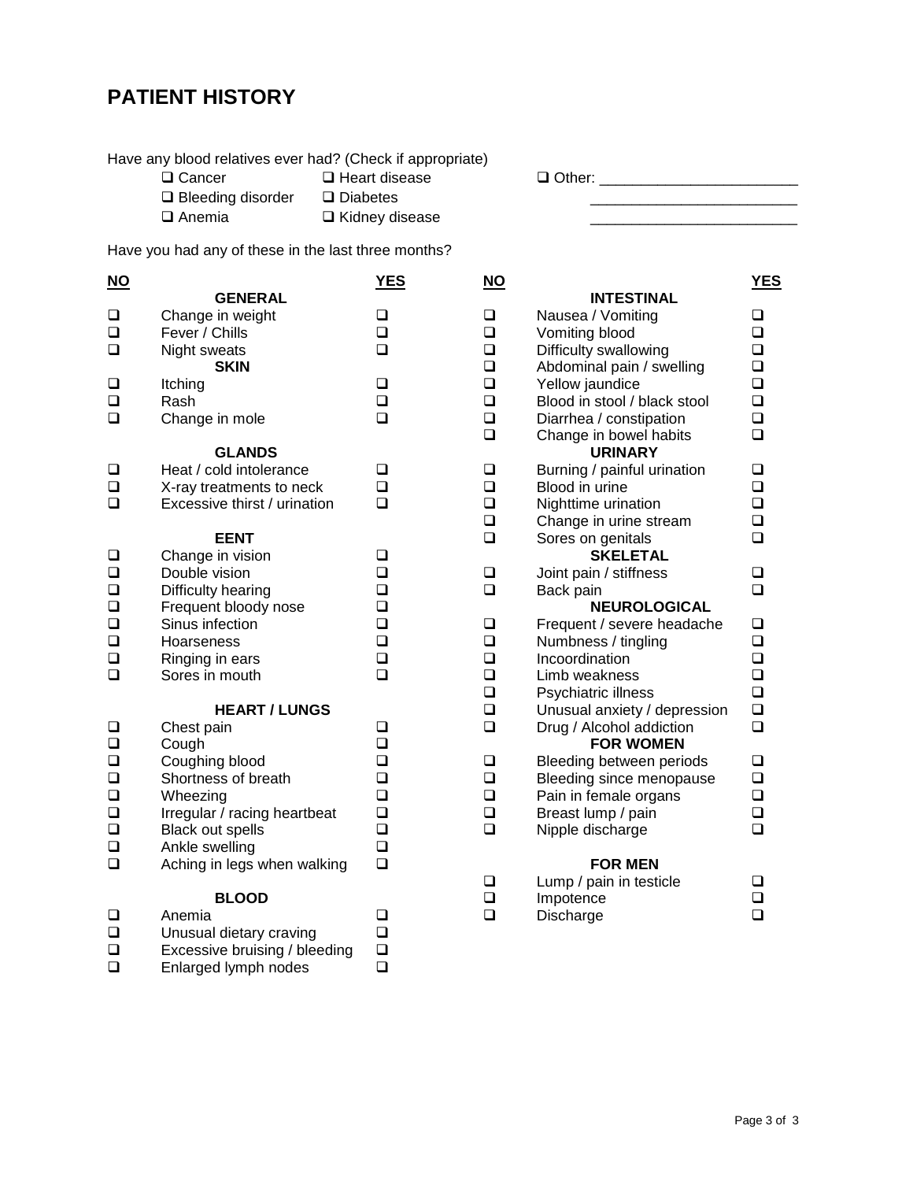# PATIENT HISTORY

Have any blood relatives ever had? (Check if appropriate)

- ☐ Cancer
- ☐ Heart disease
- ☐ Bleeding disorder
- ☐ Diabetes
- ☐ Anemia
- ☐ Kidney disease
- ☐ Other: ________________________

Have you had any of these in the last three months?

| NO | | YES |
|---|---|---|
| | **GENERAL** | |
| ☐ | Change in weight | ☐ |
| ☐ | Fever / Chills | ☐ |
| ☐ | Night sweats | ☐ |
| | **SKIN** | |
| ☐ | Itching | ☐ |
| ☐ | Rash | ☐ |
| ☐ | Change in mole | ☐ |
| | **GLANDS** | |
| ☐ | Heat / cold intolerance | ☐ |
| ☐ | X-ray treatments to neck | ☐ |
| ☐ | Excessive thirst / urination | ☐ |
| | **EENT** | |
| ☐ | Change in vision | ☐ |
| ☐ | Double vision | ☐ |
| ☐ | Difficulty hearing | ☐ |
| ☐ | Frequent bloody nose | ☐ |
| ☐ | Sinus infection | ☐ |
| ☐ | Hoarseness | ☐ |
| ☐ | Ringing in ears | ☐ |
| ☐ | Sores in mouth | ☐ |
| | **HEART / LUNGS** | |
| ☐ | Chest pain | ☐ |
| ☐ | Cough | ☐ |
| ☐ | Coughing blood | ☐ |
| ☐ | Shortness of breath | ☐ |
| ☐ | Wheezing | ☐ |
| ☐ | Irregular / racing heartbeat | ☐ |
| ☐ | Black out spells | ☐ |
| ☐ | Ankle swelling | ☐ |
| ☐ | Aching in legs when walking | ☐ |
| | **BLOOD** | |
| ☐ | Anemia | ☐ |
| ☐ | Unusual dietary craving | ☐ |
| ☐ | Excessive bruising / bleeding | ☐ |
| ☐ | Enlarged lymph nodes | ☐ |

| NO | | YES |
|---|---|---|
| | **INTESTINAL** | |
| ☐ | Nausea / Vomiting | ☐ |
| ☐ | Vomiting blood | ☐ |
| ☐ | Difficulty swallowing | ☐ |
| ☐ | Abdominal pain / swelling | ☐ |
| ☐ | Yellow jaundice | ☐ |
| ☐ | Blood in stool / black stool | ☐ |
| ☐ | Diarrhea / constipation | ☐ |
| ☐ | Change in bowel habits | ☐ |
| | **URINARY** | |
| ☐ | Burning / painful urination | ☐ |
| ☐ | Blood in urine | ☐ |
| ☐ | Nighttime urination | ☐ |
| ☐ | Change in urine stream | ☐ |
| ☐ | Sores on genitals | ☐ |
| | **SKELETAL** | |
| ☐ | Joint pain / stiffness | ☐ |
| ☐ | Back pain | ☐ |
| | **NEUROLOGICAL** | |
| ☐ | Frequent / severe headache | ☐ |
| ☐ | Numbness / tingling | ☐ |
| ☐ | Incoordination | ☐ |
| ☐ | Limb weakness | ☐ |
| ☐ | Psychiatric illness | ☐ |
| ☐ | Unusual anxiety / depression | ☐ |
| ☐ | Drug / Alcohol addiction | ☐ |
| | **FOR WOMEN** | |
| ☐ | Bleeding between periods | ☐ |
| ☐ | Bleeding since menopause | ☐ |
| ☐ | Pain in female organs | ☐ |
| ☐ | Breast lump / pain | ☐ |
| ☐ | Nipple discharge | ☐ |
| | **FOR MEN** | |
| ☐ | Lump / pain in testicle | ☐ |
| ☐ | Impotence | ☐ |
| ☐ | Discharge | ☐ |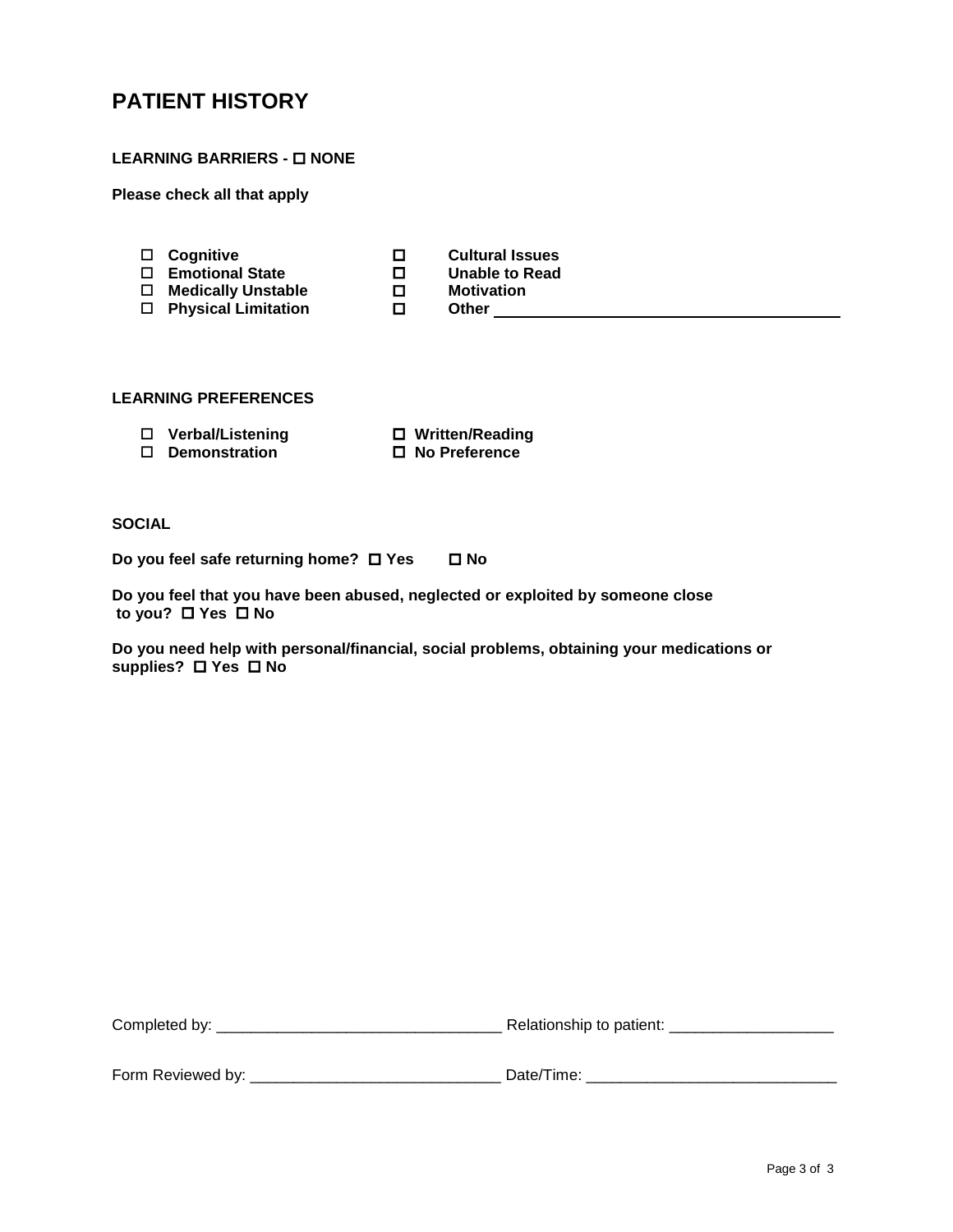# PATIENT HISTORY

**LEARNING BARRIERS - ☐ NONE**

**Please check all that apply**

- ☐ **Cognitive**
- ☐ **Emotional State**
- ☐ **Medically Unstable**
- ☐ **Physical Limitation**
- ☐ **Cultural Issues**
- ☐ **Unable to Read**
- ☐ **Motivation**
- ☐ **Other** ____________________

**LEARNING PREFERENCES**

- ☐ **Verbal/Listening**
- ☐ **Demonstration**
- ☐ **Written/Reading**
- ☐ **No Preference**

**SOCIAL**

**Do you feel safe returning home? ☐ Yes ☐ No**

**Do you feel that you have been abused, neglected or exploited by someone close to you? ☐ Yes ☐ No**

**Do you need help with personal/financial, social problems, obtaining your medications or supplies? ☐ Yes ☐ No**

Completed by: ________________________________ Relationship to patient: __________________

Form Reviewed by: ____________________________ Date/Time: ____________________________